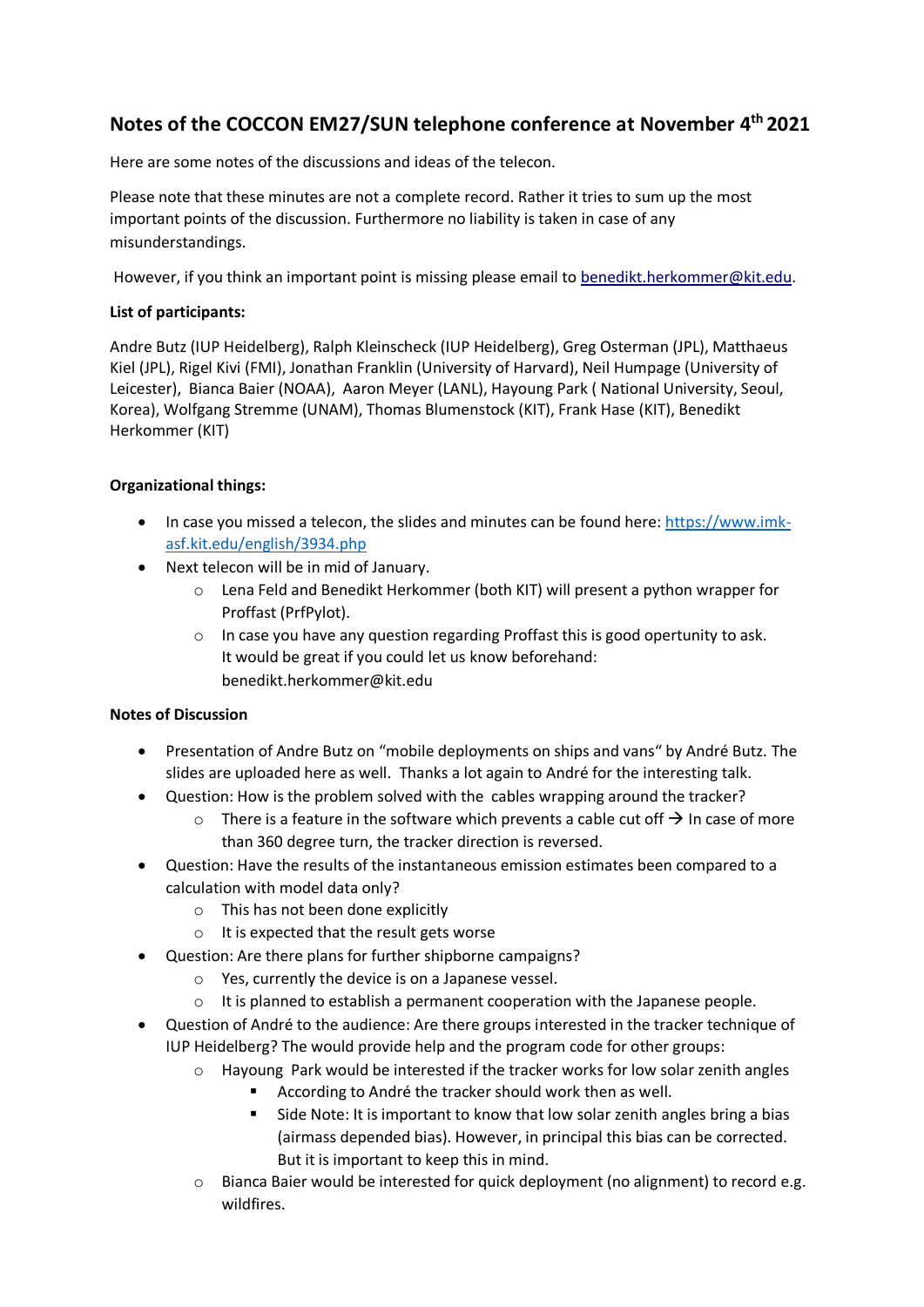## Notes of the COCCON EM27/SUN telephone conference at November 4th 2021

Here are some notes of the discussions and ideas of the telecon.

Please note that these minutes are not a complete record. Rather it tries to sum up the most important points of the discussion. Furthermore no liability is taken in case of any misunderstandings.

However, if you think an important point is missing please email to benedikt.herkommer@kit.edu.

**List of participants:**

Andre Butz (IUP Heidelberg), Ralph Kleinscheck (IUP Heidelberg), Greg Osterman (JPL), Matthaeus Kiel (JPL), Rigel Kivi (FMI), Jonathan Franklin (University of Harvard), Neil Humpage (University of Leicester), Bianca Baier (NOAA), Aaron Meyer (LANL), Hayoung Park ( National University, Seoul, Korea), Wolfgang Stremme (UNAM), Thomas Blumenstock (KIT), Frank Hase (KIT), Benedikt Herkommer (KIT)

**Organizational things:**

- In case you missed a telecon, the slides and minutes can be found here: https://www.imk-asf.kit.edu/english/3934.php
- Next telecon will be in mid of January.
    - Lena Feld and Benedikt Herkommer (both KIT) will present a python wrapper for Proffast (PrfPylot).
    - In case you have any question regarding Proffast this is good opertunity to ask. It would be great if you could let us know beforehand: benedikt.herkommer@kit.edu

**Notes of Discussion**

- Presentation of Andre Butz on "mobile deployments on ships and vans" by André Butz. The slides are uploaded here as well. Thanks a lot again to André for the interesting talk.
- Question: How is the problem solved with the cables wrapping around the tracker?
    - There is a feature in the software which prevents a cable cut off → In case of more than 360 degree turn, the tracker direction is reversed.
- Question: Have the results of the instantaneous emission estimates been compared to a calculation with model data only?
    - This has not been done explicitly
    - It is expected that the result gets worse
- Question: Are there plans for further shipborne campaigns?
    - Yes, currently the device is on a Japanese vessel.
    - It is planned to establish a permanent cooperation with the Japanese people.
- Question of André to the audience: Are there groups interested in the tracker technique of IUP Heidelberg? The would provide help and the program code for other groups:
    - Hayoung Park would be interested if the tracker works for low solar zenith angles
        - According to André the tracker should work then as well.
        - Side Note: It is important to know that low solar zenith angles bring a bias (airmass depended bias). However, in principal this bias can be corrected. But it is important to keep this in mind.
    - Bianca Baier would be interested for quick deployment (no alignment) to record e.g. wildfires.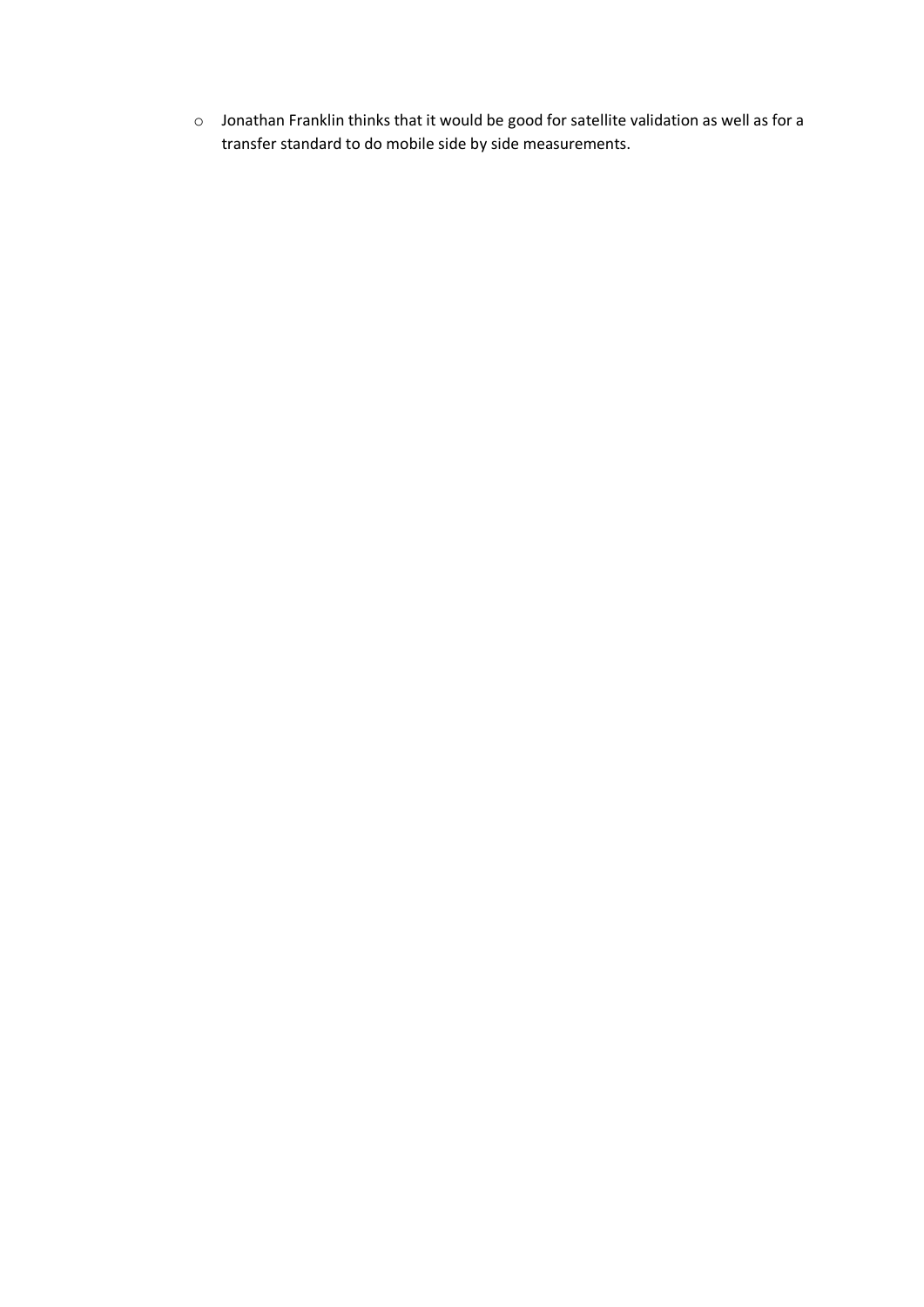- Jonathan Franklin thinks that it would be good for satellite validation as well as for a transfer standard to do mobile side by side measurements.